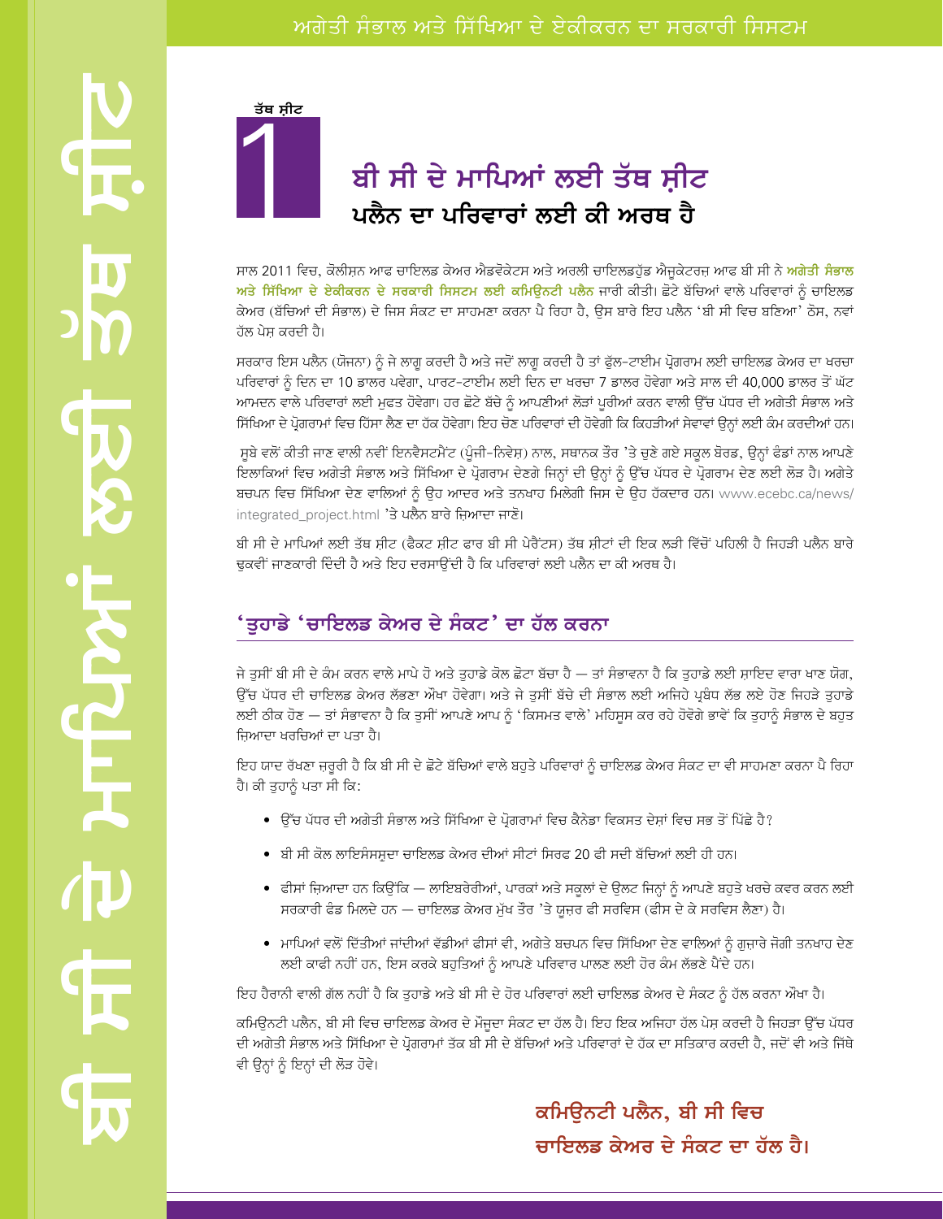ਤੱਥ ਸ਼ੀਟ

1

# ਬੀ ਸੀ ਦੇ ਮਾਪਿਆਂ ਲਈ ਤੱਥ ਸ਼ੀਟ
## ਪਲੈਨ ਦਾ ਪਰਿਵਾਰਾਂ ਲਈ ਕੀ ਅਰਥ ਹੈ

ਸਾਲ 2011 ਵਿਚ, ਕੋਲੀਸ਼ਨ ਆਫ ਚਾਇਲਡ ਕੇਅਰ ਐਡਵੋਕੇਟਸ ਅਤੇ ਅਰਲੀ ਚਾਇਲਡਹੁੱਡ ਐਜੂਕੇਟਰਜ਼ ਆਫ ਬੀ ਸੀ ਨੇ **ਅਗੇਤੀ ਸੰਭਾਲ ਅਤੇ ਸਿੱਖਿਆ ਦੇ ਏਕੀਕਰਨ ਦੇ ਸਰਕਾਰੀ ਸਿਸਟਮ ਲਈ ਕਮਿਊਨਟੀ ਪਲੈਨ** ਜਾਰੀ ਕੀਤੀ। ਛੋਟੇ ਬੱਚਿਆਂ ਵਾਲੇ ਪਰਿਵਾਰਾਂ ਨੂੰ ਚਾਇਲਡ ਕੇਅਰ (ਬੱਚਿਆਂ ਦੀ ਸੰਭਾਲ) ਦੇ ਜਿਸ ਸੰਕਟ ਦਾ ਸਾਹਮਣਾ ਕਰਨਾ ਪੈ ਰਿਹਾ ਹੈ, ਉਸ ਬਾਰੇ ਇਹ ਪਲੈਨ 'ਬੀ ਸੀ ਵਿਚ ਬਣਿਆ' ਠੋਸ, ਨਵਾਂ ਹੱਲ ਪੇਸ਼ ਕਰਦੀ ਹੈ।

ਸਰਕਾਰ ਇਸ ਪਲੈਨ (ਯੋਜਨਾ) ਨੂੰ ਜੇ ਲਾਗੂ ਕਰਦੀ ਹੈ ਅਤੇ ਜਦੋਂ ਲਾਗੂ ਕਰਦੀ ਹੈ ਤਾਂ ਫੁੱਲ-ਟਾਈਮ ਪ੍ਰੋਗਰਾਮ ਲਈ ਚਾਇਲਡ ਕੇਅਰ ਦਾ ਖਰਚਾ ਪਰਿਵਾਰਾਂ ਨੂੰ ਦਿਨ ਦਾ 10 ਡਾਲਰ ਪਵੇਗਾ, ਪਾਰਟ-ਟਾਈਮ ਲਈ ਦਿਨ ਦਾ ਖਰਚਾ 7 ਡਾਲਰ ਹੋਵੇਗਾ ਅਤੇ ਸਾਲ ਦੀ 40,000 ਡਾਲਰ ਤੋਂ ਘੱਟ ਆਮਦਨ ਵਾਲੇ ਪਰਿਵਾਰਾਂ ਲਈ ਮੁਫਤ ਹੋਵੇਗਾ। ਹਰ ਛੋਟੇ ਬੱਚੇ ਨੂੰ ਆਪਣੀਆਂ ਲੋੜਾਂ ਪੂਰੀਆਂ ਕਰਨ ਵਾਲੀ ਉੱਚ ਪੱਧਰ ਦੀ ਅਗੇਤੀ ਸੰਭਾਲ ਅਤੇ ਸਿੱਖਿਆ ਦੇ ਪ੍ਰੋਗਰਾਮਾਂ ਵਿਚ ਹਿੱਸਾ ਲੈਣ ਦਾ ਹੱਕ ਹੋਵੇਗਾ। ਇਹ ਚੋਣ ਪਰਿਵਾਰਾਂ ਦੀ ਹੋਵੇਗੀ ਕਿ ਕਿਹੜੀਆਂ ਸੇਵਾਵਾਂ ਉਨ੍ਹਾਂ ਲਈ ਕੰਮ ਕਰਦੀਆਂ ਹਨ।

ਸੂਬੇ ਵਲੋਂ ਕੀਤੀ ਜਾਣ ਵਾਲੀ ਨਵੀਂ ਇਨਵੈਸਟਮੈਂਟ (ਪੂੰਜੀ-ਨਿਵੇਸ਼) ਨਾਲ, ਸਥਾਨਕ ਤੌਰ 'ਤੇ ਚੁਣੇ ਗਏ ਸਕੂਲ ਬੋਰਡ, ਉਨ੍ਹਾਂ ਫੰਡਾਂ ਨਾਲ ਆਪਣੇ ਇਲਾਕਿਆਂ ਵਿਚ ਅਗੇਤੀ ਸੰਭਾਲ ਅਤੇ ਸਿੱਖਿਆ ਦੇ ਪ੍ਰੋਗਰਾਮ ਦੇਣਗੇ ਜਿਨ੍ਹਾਂ ਦੀ ਉਨ੍ਹਾਂ ਨੂੰ ਉੱਚ ਪੱਧਰ ਦੇ ਪ੍ਰੋਗਰਾਮ ਦੇਣ ਲਈ ਲੋੜ ਹੈ। ਅਗੇਤੇ ਬਚਪਨ ਵਿਚ ਸਿੱਖਿਆ ਦੇਣ ਵਾਲਿਆਂ ਨੂੰ ਉਹ ਆਦਰ ਅਤੇ ਤਨਖਾਹ ਮਿਲੇਗੀ ਜਿਸ ਦੇ ਉਹ ਹੱਕਦਾਰ ਹਨ। www.ecebc.ca/news/integrated_project.html 'ਤੇ ਪਲੈਨ ਬਾਰੇ ਜ਼ਿਆਦਾ ਜਾਣੋ।

ਬੀ ਸੀ ਦੇ ਮਾਪਿਆਂ ਲਈ ਤੱਥ ਸ਼ੀਟ (ਫੈਕਟ ਸ਼ੀਟ ਫਾਰ ਬੀ ਸੀ ਪੇਰੈਂਟਸ) ਤੱਥ ਸ਼ੀਟਾਂ ਦੀ ਇਕ ਲੜੀ ਵਿੱਚੋਂ ਪਹਿਲੀ ਹੈ ਜਿਹੜੀ ਪਲੈਨ ਬਾਰੇ ਢੁਕਵੀਂ ਜਾਣਕਾਰੀ ਦਿੰਦੀ ਹੈ ਅਤੇ ਇਹ ਦਰਸਾਉਂਦੀ ਹੈ ਕਿ ਪਰਿਵਾਰਾਂ ਲਈ ਪਲੈਨ ਦਾ ਕੀ ਅਰਥ ਹੈ।

## 'ਤੁਹਾਡੇ 'ਚਾਇਲਡ ਕੇਅਰ ਦੇ ਸੰਕਟ' ਦਾ ਹੱਲ ਕਰਨਾ

ਜੇ ਤੁਸੀਂ ਬੀ ਸੀ ਦੇ ਕੰਮ ਕਰਨ ਵਾਲੇ ਮਾਪੇ ਹੋ ਅਤੇ ਤੁਹਾਡੇ ਕੋਲ ਛੋਟਾ ਬੱਚਾ ਹੈ — ਤਾਂ ਸੰਭਾਵਨਾ ਹੈ ਕਿ ਤੁਹਾਡੇ ਲਈ ਸ਼ਾਇਦ ਵਾਰਾ ਖਾਣ ਯੋਗ, ਉੱਚ ਪੱਧਰ ਦੀ ਚਾਇਲਡ ਕੇਅਰ ਲੱਭਣਾ ਔਖਾ ਹੋਵੇਗਾ। ਅਤੇ ਜੇ ਤੁਸੀਂ ਬੱਚੇ ਦੀ ਸੰਭਾਲ ਲਈ ਅਜਿਹੇ ਪ੍ਰਬੰਧ ਲੱਭ ਲਏ ਹੋਣ ਜਿਹੜੇ ਤੁਹਾਡੇ ਲਈ ਠੀਕ ਹੋਣ — ਤਾਂ ਸੰਭਾਵਨਾ ਹੈ ਕਿ ਤੁਸੀਂ ਆਪਣੇ ਆਪ ਨੂੰ 'ਕਿਸਮਤ ਵਾਲੇ' ਮਹਿਸੂਸ ਕਰ ਰਹੇ ਹੋਵੋਗੇ ਭਾਵੇਂ ਕਿ ਤੁਹਾਨੂੰ ਸੰਭਾਲ ਦੇ ਬਹੁਤ ਜ਼ਿਆਦਾ ਖਰਚਿਆਂ ਦਾ ਪਤਾ ਹੈ।

ਇਹ ਯਾਦ ਰੱਖਣਾ ਜ਼ਰੂਰੀ ਹੈ ਕਿ ਬੀ ਸੀ ਦੇ ਛੋਟੇ ਬੱਚਿਆਂ ਵਾਲੇ ਬਹੁਤੇ ਪਰਿਵਾਰਾਂ ਨੂੰ ਚਾਇਲਡ ਕੇਅਰ ਸੰਕਟ ਦਾ ਵੀ ਸਾਹਮਣਾ ਕਰਨਾ ਪੈ ਰਿਹਾ ਹੈ। ਕੀ ਤੁਹਾਨੂੰ ਪਤਾ ਸੀ ਕਿ:

- ਉੱਚ ਪੱਧਰ ਦੀ ਅਗੇਤੀ ਸੰਭਾਲ ਅਤੇ ਸਿੱਖਿਆ ਦੇ ਪ੍ਰੋਗਰਾਮਾਂ ਵਿਚ ਕੈਨੇਡਾ ਵਿਕਸਤ ਦੇਸ਼ਾਂ ਵਿਚ ਸਭ ਤੋਂ ਪਿੱਛੇ ਹੈ?
- ਬੀ ਸੀ ਕੋਲ ਲਾਇਸੰਸਸ਼ੁਦਾ ਚਾਇਲਡ ਕੇਅਰ ਦੀਆਂ ਸੀਟਾਂ ਸਿਰਫ 20 ਫੀ ਸਦੀ ਬੱਚਿਆਂ ਲਈ ਹੀ ਹਨ।
- ਫੀਸਾਂ ਜ਼ਿਆਦਾ ਹਨ ਕਿਉਂਕਿ — ਲਾਇਬਰੇਰੀਆਂ, ਪਾਰਕਾਂ ਅਤੇ ਸਕੂਲਾਂ ਦੇ ਉਲਟ ਜਿਨ੍ਹਾਂ ਨੂੰ ਆਪਣੇ ਬਹੁਤੇ ਖਰਚੇ ਕਵਰ ਕਰਨ ਲਈ ਸਰਕਾਰੀ ਫੰਡ ਮਿਲਦੇ ਹਨ — ਚਾਇਲਡ ਕੇਅਰ ਮੁੱਖ ਤੌਰ 'ਤੇ ਯੂਜ਼ਰ ਫੀ ਸਰਵਿਸ (ਫੀਸ ਦੇ ਕੇ ਸਰਵਿਸ ਲੈਣਾ) ਹੈ।
- ਮਾਪਿਆਂ ਵਲੋਂ ਦਿੱਤੀਆਂ ਜਾਂਦੀਆਂ ਵੱਡੀਆਂ ਫੀਸਾਂ ਵੀ, ਅਗੇਤੇ ਬਚਪਨ ਵਿਚ ਸਿੱਖਿਆ ਦੇਣ ਵਾਲਿਆਂ ਨੂੰ ਗੁਜ਼ਾਰੇ ਜੋਗੀ ਤਨਖਾਹ ਦੇਣ ਲਈ ਕਾਫੀ ਨਹੀਂ ਹਨ, ਇਸ ਕਰਕੇ ਬਹੁਤਿਆਂ ਨੂੰ ਆਪਣੇ ਪਰਿਵਾਰ ਪਾਲਣ ਲਈ ਹੋਰ ਕੰਮ ਲੱਭਣੇ ਪੈਂਦੇ ਹਨ।

ਇਹ ਹੈਰਾਨੀ ਵਾਲੀ ਗੱਲ ਨਹੀਂ ਹੈ ਕਿ ਤੁਹਾਡੇ ਅਤੇ ਬੀ ਸੀ ਦੇ ਹੋਰ ਪਰਿਵਾਰਾਂ ਲਈ ਚਾਇਲਡ ਕੇਅਰ ਦੇ ਸੰਕਟ ਨੂੰ ਹੱਲ ਕਰਨਾ ਔਖਾ ਹੈ।

ਕਮਿਊਨਟੀ ਪਲੈਨ, ਬੀ ਸੀ ਵਿਚ ਚਾਇਲਡ ਕੇਅਰ ਦੇ ਮੌਜੂਦਾ ਸੰਕਟ ਦਾ ਹੱਲ ਹੈ। ਇਹ ਇਕ ਅਜਿਹਾ ਹੱਲ ਪੇਸ਼ ਕਰਦੀ ਹੈ ਜਿਹੜਾ ਉੱਚ ਪੱਧਰ ਦੀ ਅਗੇਤੀ ਸੰਭਾਲ ਅਤੇ ਸਿੱਖਿਆ ਦੇ ਪ੍ਰੋਗਰਾਮਾਂ ਤੱਕ ਬੀ ਸੀ ਦੇ ਬੱਚਿਆਂ ਅਤੇ ਪਰਿਵਾਰਾਂ ਦੇ ਹੱਕ ਦਾ ਸਤਿਕਾਰ ਕਰਦੀ ਹੈ, ਜਦੋਂ ਵੀ ਅਤੇ ਜਿੱਥੇ ਵੀ ਉਨ੍ਹਾਂ ਨੂੰ ਇਨ੍ਹਾਂ ਦੀ ਲੋੜ ਹੋਵੇ।

**ਕਮਿਊਨਟੀ ਪਲੈਨ, ਬੀ ਸੀ ਵਿਚ ਚਾਇਲਡ ਕੇਅਰ ਦੇ ਸੰਕਟ ਦਾ ਹੱਲ ਹੈ।**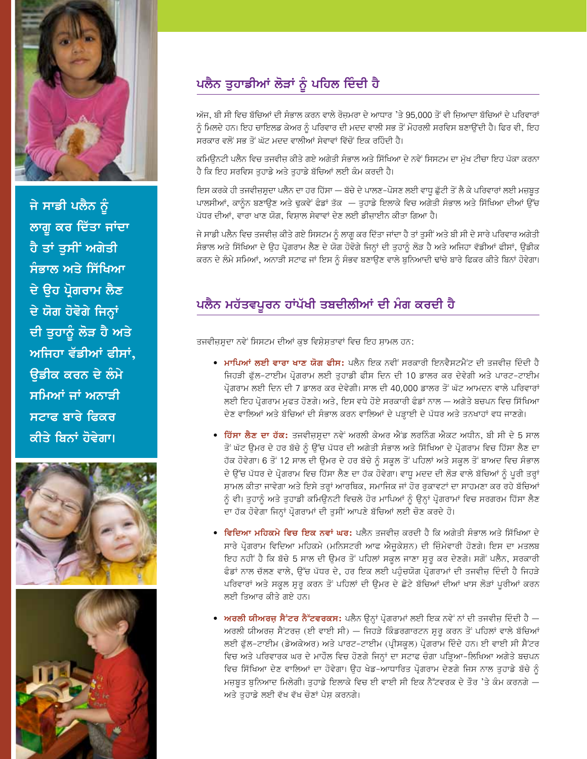## ਪਲੈਨ ਤੁਹਾਡੀਆਂ ਲੋੜਾਂ ਨੂੰ ਪਹਿਲ ਦਿੰਦੀ ਹੈ

ਅੱਜ, ਬੀ ਸੀ ਵਿਚ ਬੱਚਿਆਂ ਦੀ ਸੰਭਾਲ ਕਰਨ ਵਾਲੇ ਰੋਜ਼ਮਰਾ ਦੇ ਆਧਾਰ 'ਤੇ 95,000 ਤੋਂ ਵੀ ਜ਼ਿਆਦਾ ਬੱਚਿਆਂ ਦੇ ਪਰਿਵਾਰਾਂ ਨੂੰ ਮਿਲਦੇ ਹਨ। ਇਹ ਚਾਇਲਡ ਕੇਅਰ ਨੂੰ ਪਰਿਵਾਰ ਦੀ ਮਦਦ ਵਾਲੀ ਸਭ ਤੋਂ ਮੋਹਰਲੀ ਸਰਵਿਸ ਬਣਾਉਂਦੀ ਹੈ। ਫਿਰ ਵੀ, ਇਹ ਸਰਕਾਰ ਵਲੋਂ ਸਭ ਤੋਂ ਘੱਟ ਮਦਦ ਵਾਲੀਆਂ ਸੇਵਾਵਾਂ ਵਿੱਚੋਂ ਇਕ ਰਹਿੰਦੀ ਹੈ।

ਕਮਿਊਨਟੀ ਪਲੈਨ ਵਿਚ ਤਜਵੀਜ਼ ਕੀਤੇ ਗਏ ਅਗੇਤੀ ਸੰਭਾਲ ਅਤੇ ਸਿੱਖਿਆ ਦੇ ਨਵੇਂ ਸਿਸਟਮ ਦਾ ਮੁੱਖ ਟੀਚਾ ਇਹ ਪੱਕਾ ਕਰਨਾ ਹੈ ਕਿ ਇਹ ਸਰਵਿਸ ਤੁਹਾਡੇ ਅਤੇ ਤੁਹਾਡੇ ਬੱਚਿਆਂ ਲਈ ਕੰਮ ਕਰਦੀ ਹੈ।

ਇਸ ਕਰਕੇ ਹੀ ਤਜਵੀਜ਼ਸ਼ੁਦਾ ਪਲੈਨ ਦਾ ਹਰ ਹਿੱਸਾ — ਬੱਚੇ ਦੇ ਪਾਲਣ-ਪੋਸਣ ਲਈ ਵਾਧੂ ਛੁੱਟੀ ਤੋਂ ਲੈ ਕੇ ਪਰਿਵਾਰਾਂ ਲਈ ਮਜ਼ਬੂਤ ਪਾਲਸੀਆਂ, ਕਾਨੂੰਨ ਬਣਾਉਣ ਅਤੇ ਢੁਕਵੇਂ ਫੰਡਾਂ ਤੱਕ — ਤੁਹਾਡੇ ਇਲਾਕੇ ਵਿਚ ਅਗੇਤੀ ਸੰਭਾਲ ਅਤੇ ਸਿੱਖਿਆ ਦੀਆਂ ਉੱਚ ਪੱਧਰ ਦੀਆਂ, ਵਾਰਾ ਖਾਣ ਯੋਗ, ਵਿਸ਼ਾਲ ਸੇਵਾਵਾਂ ਦੇਣ ਲਈ ਡੀਜ਼ਾਈਨ ਕੀਤਾ ਗਿਆ ਹੈ।

ਜੇ ਸਾਡੀ ਪਲੈਨ ਵਿਚ ਤਜਵੀਜ਼ ਕੀਤੇ ਗਏ ਸਿਸਟਮ ਨੂੰ ਲਾਗੂ ਕਰ ਦਿੱਤਾ ਜਾਂਦਾ ਹੈ ਤਾਂ ਤੁਸੀਂ ਅਤੇ ਬੀ ਸੀ ਦੇ ਸਾਰੇ ਪਰਿਵਾਰ ਅਗੇਤੀ ਸੰਭਾਲ ਅਤੇ ਸਿੱਖਿਆ ਦੇ ਉਹ ਪ੍ਰੋਗਰਾਮ ਲੈਣ ਦੇ ਯੋਗ ਹੋਵੋਗੇ ਜਿਨ੍ਹਾਂ ਦੀ ਤੁਹਾਨੂੰ ਲੋੜ ਹੈ ਅਤੇ ਅਜਿਹਾ ਵੱਡੀਆਂ ਫੀਸਾਂ, ਉਡੀਕ ਕਰਨ ਦੇ ਲੰਮੇ ਸਮਿਆਂ, ਅਨਾੜੀ ਸਟਾਫ ਜਾਂ ਇਸ ਨੂੰ ਸੰਭਵ ਬਣਾਉਣ ਵਾਲੇ ਬੁਨਿਆਦੀ ਢਾਂਚੇ ਬਾਰੇ ਫਿਕਰ ਕੀਤੇ ਬਿਨਾਂ ਹੋਵੇਗਾ।

**ਜੇ ਸਾਡੀ ਪਲੈਨ ਨੂੰ ਲਾਗੂ ਕਰ ਦਿੱਤਾ ਜਾਂਦਾ ਹੈ ਤਾਂ ਤੁਸੀਂ ਅਗੇਤੀ ਸੰਭਾਲ ਅਤੇ ਸਿੱਖਿਆ ਦੇ ਉਹ ਪ੍ਰੋਗਰਾਮ ਲੈਣ ਦੇ ਯੋਗ ਹੋਵੋਗੇ ਜਿਨ੍ਹਾਂ ਦੀ ਤੁਹਾਨੂੰ ਲੋੜ ਹੈ ਅਤੇ ਅਜਿਹਾ ਵੱਡੀਆਂ ਫੀਸਾਂ, ਉਡੀਕ ਕਰਨ ਦੇ ਲੰਮੇ ਸਮਿਆਂ ਜਾਂ ਅਨਾੜੀ ਸਟਾਫ ਬਾਰੇ ਫਿਕਰ ਕੀਤੇ ਬਿਨਾਂ ਹੋਵੇਗਾ।**

## ਪਲੈਨ ਮਹੱਤਵਪੂਰਨ ਹਾਂਪੱਖੀ ਤਬਦੀਲੀਆਂ ਦੀ ਮੰਗ ਕਰਦੀ ਹੈ

ਤਜਵੀਜ਼ਸ਼ੁਦਾ ਨਵੇਂ ਸਿਸਟਮ ਦੀਆਂ ਕੁਝ ਵਿਸ਼ੇਸ਼ਤਾਵਾਂ ਵਿਚ ਇਹ ਸ਼ਾਮਲ ਹਨ:

- **ਮਾਪਿਆਂ ਲਈ ਵਾਰਾ ਖਾਣ ਯੋਗ ਫੀਸ:** ਪਲੈਨ ਇਕ ਨਵੀਂ ਸਰਕਾਰੀ ਇਨਵੈਸਟਮੈਂਟ ਦੀ ਤਜਵੀਜ਼ ਦਿੰਦੀ ਹੈ ਜਿਹੜੀ ਫੁੱਲ-ਟਾਈਮ ਪ੍ਰੋਗਰਾਮ ਲਈ ਤੁਹਾਡੀ ਫੀਸ ਦਿਨ ਦੀ 10 ਡਾਲਰ ਕਰ ਦੇਵੇਗੀ ਅਤੇ ਪਾਰਟ-ਟਾਈਮ ਪ੍ਰੋਗਰਾਮ ਲਈ ਦਿਨ ਦੀ 7 ਡਾਲਰ ਕਰ ਦੇਵੇਗੀ। ਸਾਲ ਦੀ 40,000 ਡਾਲਰ ਤੋਂ ਘੱਟ ਆਮਦਨ ਵਾਲੇ ਪਰਿਵਾਰਾਂ ਲਈ ਇਹ ਪ੍ਰੋਗਰਾਮ ਮੁਫਤ ਹੋਣਗੇ। ਅਤੇ, ਇਸ ਵਧੇ ਹੋਏ ਸਰਕਾਰੀ ਫੰਡਾਂ ਨਾਲ — ਅਗੇਤੇ ਬਚਪਨ ਵਿਚ ਸਿੱਖਿਆ ਦੇਣ ਵਾਲਿਆਂ ਅਤੇ ਬੱਚਿਆਂ ਦੀ ਸੰਭਾਲ ਕਰਨ ਵਾਲਿਆਂ ਦੇ ਪੜ੍ਹਾਈ ਦੇ ਪੱਧਰ ਅਤੇ ਤਨਖਾਹਾਂ ਵਧ ਜਾਣਗੇ।

- **ਹਿੱਸਾ ਲੈਣ ਦਾ ਹੱਕ:** ਤਜਵੀਜ਼ਸ਼ੁਦਾ ਨਵੇਂ ਅਰਲੀ ਕੇਅਰ ਐਂਡ ਲਰਨਿੰਗ ਐਕਟ ਅਧੀਨ, ਬੀ ਸੀ ਦੇ 5 ਸਾਲ ਤੋਂ ਘੱਟ ਉਮਰ ਦੇ ਹਰ ਬੱਚੇ ਨੂੰ ਉੱਚ ਪੱਧਰ ਦੀ ਅਗੇਤੀ ਸੰਭਾਲ ਅਤੇ ਸਿੱਖਿਆ ਦੇ ਪ੍ਰੋਗਰਾਮ ਵਿਚ ਹਿੱਸਾ ਲੈਣ ਦਾ ਹੱਕ ਹੋਵੇਗਾ। 6 ਤੋਂ 12 ਸਾਲ ਦੀ ਉਮਰ ਦੇ ਹਰ ਬੱਚੇ ਨੂੰ ਸਕੂਲ ਤੋਂ ਪਹਿਲਾਂ ਅਤੇ ਸਕੂਲ ਤੋਂ ਬਾਅਦ ਵਿਚ ਸੰਭਾਲ ਦੇ ਉੱਚ ਪੱਧਰ ਦੇ ਪ੍ਰੋਗਰਾਮ ਵਿਚ ਹਿੱਸਾ ਲੈਣ ਦਾ ਹੱਕ ਹੋਵੇਗਾ। ਵਾਧੂ ਮਦਦ ਦੀ ਲੋੜ ਵਾਲੇ ਬੱਚਿਆਂ ਨੂੰ ਪੂਰੀ ਤਰ੍ਹਾਂ ਸ਼ਾਮਲ ਕੀਤਾ ਜਾਵੇਗਾ ਅਤੇ ਇਸੇ ਤਰ੍ਹਾਂ ਆਰਥਿਕ, ਸਮਾਜਿਕ ਜਾਂ ਹੋਰ ਰੁਕਾਵਟਾਂ ਦਾ ਸਾਹਮਣਾ ਕਰ ਰਹੇ ਬੱਚਿਆਂ ਨੂੰ ਵੀ। ਤੁਹਾਨੂੰ ਅਤੇ ਤੁਹਾਡੀ ਕਮਿਊਨਟੀ ਵਿਚਲੇ ਹੋਰ ਮਾਪਿਆਂ ਨੂੰ ਉਨ੍ਹਾਂ ਪ੍ਰੋਗਰਾਮਾਂ ਵਿਚ ਸਰਗਰਮ ਹਿੱਸਾ ਲੈਣ ਦਾ ਹੱਕ ਹੋਵੇਗਾ ਜਿਨ੍ਹਾਂ ਪ੍ਰੋਗਰਾਮਾਂ ਦੀ ਤੁਸੀਂ ਆਪਣੇ ਬੱਚਿਆਂ ਲਈ ਚੋਣ ਕਰਦੇ ਹੋ।

- **ਵਿਦਿਆ ਮਹਿਕਮੇ ਵਿਚ ਇਕ ਨਵਾਂ ਘਰ:** ਪਲੈਨ ਤਜਵੀਜ਼ ਕਰਦੀ ਹੈ ਕਿ ਅਗੇਤੀ ਸੰਭਾਲ ਅਤੇ ਸਿੱਖਿਆ ਦੇ ਸਾਰੇ ਪ੍ਰੋਗਰਾਮ ਵਿਦਿਆ ਮਹਿਕਮੇ (ਮਨਿਸਟਰੀ ਆਫ ਐਜੂਕੇਸ਼ਨ) ਦੀ ਜ਼ਿੰਮੇਵਾਰੀ ਹੋਣਗੇ। ਇਸ ਦਾ ਮਤਲਬ ਇਹ ਨਹੀਂ ਹੈ ਕਿ ਬੱਚੇ 5 ਸਾਲ ਦੀ ਉਮਰ ਤੋਂ ਪਹਿਲਾਂ ਸਕੂਲ ਜਾਣਾ ਸ਼ੁਰੂ ਕਰ ਦੇਣਗੇ। ਸਗੋਂ ਪਲੈਨ, ਸਰਕਾਰੀ ਫੰਡਾਂ ਨਾਲ ਚੱਲਣ ਵਾਲੇ, ਉੱਚ ਪੱਧਰ ਦੇ, ਹਰ ਇਕ ਲਈ ਪਹੁੰਚਯੋਗ ਪ੍ਰੋਗਰਾਮਾਂ ਦੀ ਤਜਵੀਜ਼ ਦਿੰਦੀ ਹੈ ਜਿਹੜੇ ਪਰਿਵਾਰਾਂ ਅਤੇ ਸਕੂਲ ਸ਼ੁਰੂ ਕਰਨ ਤੋਂ ਪਹਿਲਾਂ ਦੀ ਉਮਰ ਦੇ ਛੋਟੇ ਬੱਚਿਆਂ ਦੀਆਂ ਖਾਸ ਲੋੜਾਂ ਪੂਰੀਆਂ ਕਰਨ ਲਈ ਤਿਆਰ ਕੀਤੇ ਗਏ ਹਨ।

- **ਅਰਲੀ ਯੀਅਰਜ਼ ਸੈਂਟਰ ਨੈੱਟਵਰਕਸ:** ਪਲੈਨ ਉਨ੍ਹਾਂ ਪ੍ਰੋਗਰਾਮਾਂ ਲਈ ਇਕ ਨਵੇਂ ਨਾਂ ਦੀ ਤਜਵੀਜ਼ ਦਿੰਦੀ ਹੈ — ਅਰਲੀ ਯੀਅਰਜ਼ ਸੈਂਟਰਜ਼ (ਈ ਵਾਈ ਸੀ) — ਜਿਹੜੇ ਕਿੰਡਰਗਾਰਟਨ ਸ਼ੁਰੂ ਕਰਨ ਤੋਂ ਪਹਿਲਾਂ ਵਾਲੇ ਬੱਚਿਆਂ ਲਈ ਫੁੱਲ-ਟਾਈਮ (ਡੇਅਕੇਅਰ) ਅਤੇ ਪਾਰਟ-ਟਾਈਮ (ਪ੍ਰੀਸਕੂਲ) ਪ੍ਰੋਗਰਾਮ ਦਿੰਦੇ ਹਨ। ਈ ਵਾਈ ਸੀ ਸੈਂਟਰ ਵਿਚ ਅਤੇ ਪਰਿਵਾਰਕ ਘਰ ਦੇ ਮਾਹੌਲ ਵਿਚ ਹੋਣਗੇ ਜਿਨ੍ਹਾਂ ਦਾ ਸਟਾਫ ਚੰਗਾ ਪੜ੍ਹਿਆ-ਲਿਖਿਆ ਅਗੇਤੇ ਬਚਪਨ ਵਿਚ ਸਿੱਖਿਆ ਦੇਣ ਵਾਲਿਆਂ ਦਾ ਹੋਵੇਗਾ। ਉਹ ਖੇਡ-ਆਧਾਰਿਤ ਪ੍ਰੋਗਰਾਮ ਦੇਣਗੇ ਜਿਸ ਨਾਲ ਤੁਹਾਡੇ ਬੱਚੇ ਨੂੰ ਮਜ਼ਬੂਤ ਬੁਨਿਆਦ ਮਿਲੇਗੀ। ਤੁਹਾਡੇ ਇਲਾਕੇ ਵਿਚ ਈ ਵਾਈ ਸੀ ਇਕ ਨੈੱਟਵਰਕ ਦੇ ਤੌਰ 'ਤੇ ਕੰਮ ਕਰਨਗੇ — ਅਤੇ ਤੁਹਾਡੇ ਲਈ ਵੱਖ ਵੱਖ ਚੋਣਾਂ ਪੇਸ਼ ਕਰਨਗੇ।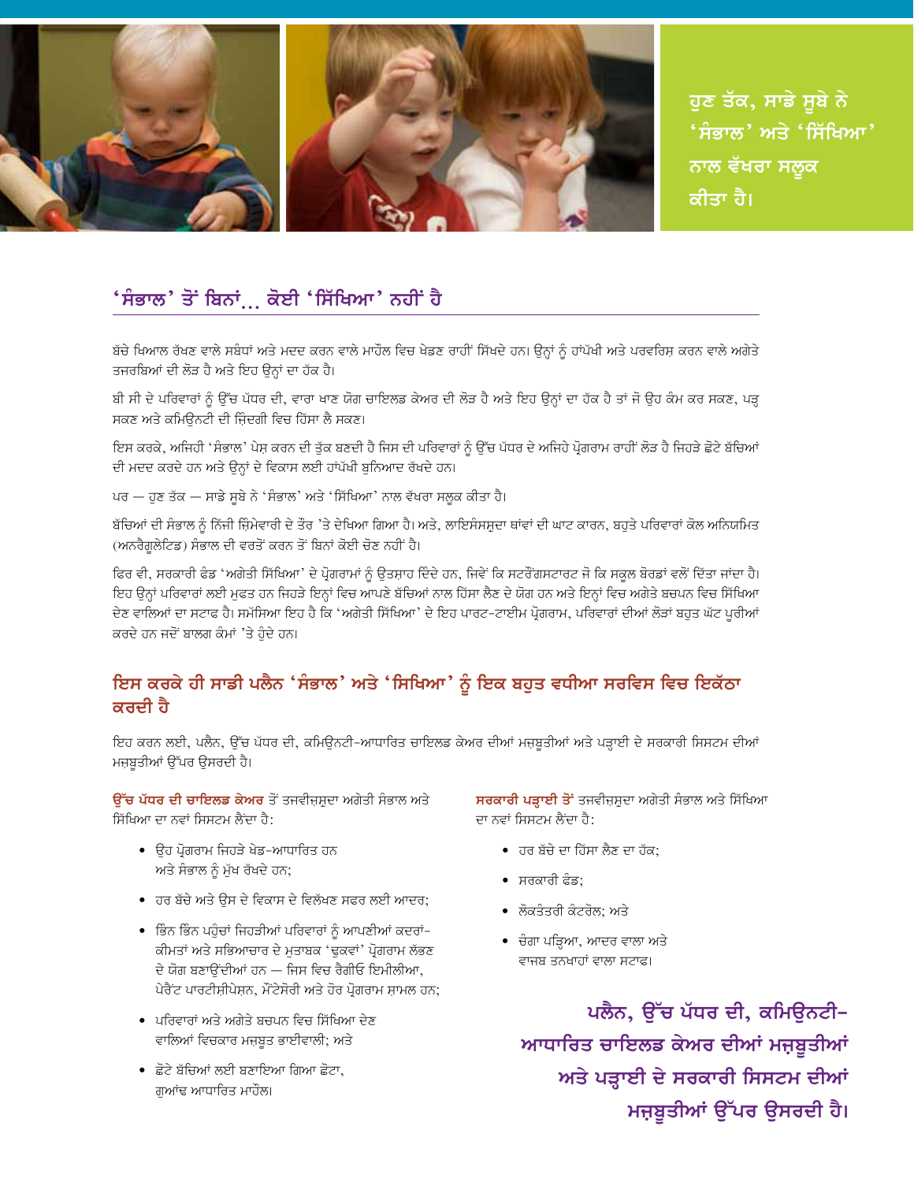ਹੁਣ ਤੱਕ, ਸਾਡੇ ਸੂਬੇ ਨੇ 'ਸੰਭਾਲ' ਅਤੇ 'ਸਿੱਖਿਆ' ਨਾਲ ਵੱਖਰਾ ਸਲੂਕ ਕੀਤਾ ਹੈ।

## 'ਸੰਭਾਲ' ਤੋਂ ਬਿਨਾਂ... ਕੋਈ 'ਸਿੱਖਿਆ' ਨਹੀਂ ਹੈ

ਬੱਚੇ ਖਿਆਲ ਰੱਖਣ ਵਾਲੇ ਸਬੰਧਾਂ ਅਤੇ ਮਦਦ ਕਰਨ ਵਾਲੇ ਮਾਹੌਲ ਵਿਚ ਖੇਡਣ ਰਾਹੀਂ ਸਿੱਖਦੇ ਹਨ। ਉਨ੍ਹਾਂ ਨੂੰ ਹਾਂਪੱਖੀ ਅਤੇ ਪਰਵਰਿਸ਼ ਕਰਨ ਵਾਲੇ ਅਗੇਤੇ ਤਜਰਬਿਆਂ ਦੀ ਲੋੜ ਹੈ ਅਤੇ ਇਹ ਉਨ੍ਹਾਂ ਦਾ ਹੱਕ ਹੈ।

ਬੀ ਸੀ ਦੇ ਪਰਿਵਾਰਾਂ ਨੂੰ ਉੱਚ ਪੱਧਰ ਦੀ, ਵਾਰਾ ਖਾਣ ਯੋਗ ਚਾਇਲਡ ਕੇਅਰ ਦੀ ਲੋੜ ਹੈ ਅਤੇ ਇਹ ਉਨ੍ਹਾਂ ਦਾ ਹੱਕ ਹੈ ਤਾਂ ਜੋ ਉਹ ਕੰਮ ਕਰ ਸਕਣ, ਪੜ੍ਹ ਸਕਣ ਅਤੇ ਕਮਿਉਨਟੀ ਦੀ ਜ਼ਿੰਦਗੀ ਵਿਚ ਹਿੱਸਾ ਲੈ ਸਕਣ।

ਇਸ ਕਰਕੇ, ਅਜਿਹੀ 'ਸੰਭਾਲ' ਪੇਸ਼ ਕਰਨ ਦੀ ਤੁੱਕ ਬਣਦੀ ਹੈ ਜਿਸ ਦੀ ਪਰਿਵਾਰਾਂ ਨੂੰ ਉੱਚ ਪੱਧਰ ਦੇ ਅਜਿਹੇ ਪ੍ਰੋਗਰਾਮ ਰਾਹੀਂ ਲੋੜ ਹੈ ਜਿਹੜੇ ਛੋਟੇ ਬੱਚਿਆਂ ਦੀ ਮਦਦ ਕਰਦੇ ਹਨ ਅਤੇ ਉਨ੍ਹਾਂ ਦੇ ਵਿਕਾਸ ਲਈ ਹਾਂਪੱਖੀ ਬੁਨਿਆਦ ਰੱਖਦੇ ਹਨ।

ਪਰ — ਹੁਣ ਤੱਕ — ਸਾਡੇ ਸੂਬੇ ਨੇ 'ਸੰਭਾਲ' ਅਤੇ 'ਸਿੱਖਿਆ' ਨਾਲ ਵੱਖਰਾ ਸਲੂਕ ਕੀਤਾ ਹੈ।

ਬੱਚਿਆਂ ਦੀ ਸੰਭਾਲ ਨੂੰ ਨਿੱਜੀ ਜ਼ਿੰਮੇਵਾਰੀ ਦੇ ਤੌਰ 'ਤੇ ਦੇਖਿਆ ਗਿਆ ਹੈ। ਅਤੇ, ਲਾਇਸੰਸਸ਼ੁਦਾ ਥਾਂਵਾਂ ਦੀ ਘਾਟ ਕਾਰਨ, ਬਹੁਤੇ ਪਰਿਵਾਰਾਂ ਕੋਲ ਅਨਿਯਮਿਤ (ਅਨਰੈਗੂਲੇਟਿਡ) ਸੰਭਾਲ ਦੀ ਵਰਤੋਂ ਕਰਨ ਤੋਂ ਬਿਨਾਂ ਕੋਈ ਚੋਣ ਨਹੀਂ ਹੈ।

ਫਿਰ ਵੀ, ਸਰਕਾਰੀ ਫੰਡ 'ਅਗੇਤੀ ਸਿੱਖਿਆ' ਦੇ ਪ੍ਰੋਗਰਾਮਾਂ ਨੂੰ ਉਤਸ਼ਾਹ ਦਿੰਦੇ ਹਨ, ਜਿਵੇਂ ਕਿ ਸਟਰੌਂਗਸਟਾਰਟ ਜੋ ਕਿ ਸਕੂਲ ਬੋਰਡਾਂ ਵਲੋਂ ਦਿੱਤਾ ਜਾਂਦਾ ਹੈ। ਇਹ ਉਨ੍ਹਾਂ ਪਰਿਵਾਰਾਂ ਲਈ ਮੁਫਤ ਹਨ ਜਿਹੜੇ ਇਨ੍ਹਾਂ ਵਿਚ ਆਪਣੇ ਬੱਚਿਆਂ ਨਾਲ ਹਿੱਸਾ ਲੈਣ ਦੇ ਯੋਗ ਹਨ ਅਤੇ ਇਨ੍ਹਾਂ ਵਿਚ ਅਗੇਤੇ ਬਚਪਨ ਵਿਚ ਸਿੱਖਿਆ ਦੇਣ ਵਾਲਿਆਂ ਦਾ ਸਟਾਫ ਹੈ। ਸਮੱਸਿਆ ਇਹ ਹੈ ਕਿ 'ਅਗੇਤੀ ਸਿੱਖਿਆ' ਦੇ ਇਹ ਪਾਰਟ-ਟਾਈਮ ਪ੍ਰੋਗਰਾਮ, ਪਰਿਵਾਰਾਂ ਦੀਆਂ ਲੋੜਾਂ ਬਹੁਤ ਘੱਟ ਪੂਰੀਆਂ ਕਰਦੇ ਹਨ ਜਦੋਂ ਬਾਲਗ ਕੰਮਾਂ 'ਤੇ ਹੁੰਦੇ ਹਨ।

## ਇਸ ਕਰਕੇ ਹੀ ਸਾਡੀ ਪਲੈਨ 'ਸੰਭਾਲ' ਅਤੇ 'ਸਿਖਿਆ' ਨੂੰ ਇਕ ਬਹੁਤ ਵਧੀਆ ਸਰਵਿਸ ਵਿਚ ਇਕੱਠਾ ਕਰਦੀ ਹੈ

ਇਹ ਕਰਨ ਲਈ, ਪਲੈਨ, ਉੱਚ ਪੱਧਰ ਦੀ, ਕਮਿਉਨਟੀ-ਆਧਾਰਿਤ ਚਾਇਲਡ ਕੇਅਰ ਦੀਆਂ ਮਜ਼ਬੂਤੀਆਂ ਅਤੇ ਪੜ੍ਹਾਈ ਦੇ ਸਰਕਾਰੀ ਸਿਸਟਮ ਦੀਆਂ ਮਜ਼ਬੂਤੀਆਂ ਉੱਪਰ ਉਸਰਦੀ ਹੈ।

**ਉੱਚ ਪੱਧਰ ਦੀ ਚਾਇਲਡ ਕੇਅਰ** ਤੋਂ ਤਜਵੀਜ਼ਸ਼ੁਦਾ ਅਗੇਤੀ ਸੰਭਾਲ ਅਤੇ ਸਿੱਖਿਆ ਦਾ ਨਵਾਂ ਸਿਸਟਮ ਲੈਂਦਾ ਹੈ:

- ਉਹ ਪ੍ਰੋਗਰਾਮ ਜਿਹੜੇ ਖੇਡ-ਆਧਾਰਿਤ ਹਨ ਅਤੇ ਸੰਭਾਲ ਨੂੰ ਮੁੱਖ ਰੱਖਦੇ ਹਨ;
- ਹਰ ਬੱਚੇ ਅਤੇ ਉਸ ਦੇ ਵਿਕਾਸ ਦੇ ਵਿਲੱਖਣ ਸਫਰ ਲਈ ਆਦਰ;
- ਭਿੰਨ ਭਿੰਨ ਪਹੁੰਚਾਂ ਜਿਹੜੀਆਂ ਪਰਿਵਾਰਾਂ ਨੂੰ ਆਪਣੀਆਂ ਕਦਰਾਂ-ਕੀਮਤਾਂ ਅਤੇ ਸਭਿਆਚਾਰ ਦੇ ਮੁਤਾਬਕ 'ਢੁਕਵਾਂ' ਪ੍ਰੋਗਰਾਮ ਲੱਭਣ ਦੇ ਯੋਗ ਬਣਾਉਂਦੀਆਂ ਹਨ — ਜਿਸ ਵਿਚ ਰੈਗੀਓ ਇਮੀਲੀਆ, ਪੇਰੈਂਟ ਪਾਰਟੀਸ਼ੀਪੇਸ਼ਨ, ਮੌਂਟੇਸੋਰੀ ਅਤੇ ਹੋਰ ਪ੍ਰੋਗਰਾਮ ਸ਼ਾਮਲ ਹਨ;
- ਪਰਿਵਾਰਾਂ ਅਤੇ ਅਗੇਤੇ ਬਚਪਨ ਵਿਚ ਸਿੱਖਿਆ ਦੇਣ ਵਾਲਿਆਂ ਵਿਚਕਾਰ ਮਜ਼ਬੂਤ ਭਾਈਵਾਲੀ; ਅਤੇ
- ਛੋਟੇ ਬੱਚਿਆਂ ਲਈ ਬਣਾਇਆ ਗਿਆ ਛੋਟਾ, ਗੁਆਂਢ ਆਧਾਰਿਤ ਮਾਹੌਲ।

**ਸਰਕਾਰੀ ਪੜ੍ਹਾਈ ਤੋਂ** ਤਜਵੀਜ਼ਸ਼ੁਦਾ ਅਗੇਤੀ ਸੰਭਾਲ ਅਤੇ ਸਿੱਖਿਆ ਦਾ ਨਵਾਂ ਸਿਸਟਮ ਲੈਂਦਾ ਹੈ:

- ਹਰ ਬੱਚੇ ਦਾ ਹਿੱਸਾ ਲੈਣ ਦਾ ਹੱਕ;
- ਸਰਕਾਰੀ ਫੰਡ;
- ਲੋਕਤੰਤਰੀ ਕੰਟਰੋਲ; ਅਤੇ
- ਚੰਗਾ ਪੜ੍ਹਿਆ, ਆਦਰ ਵਾਲਾ ਅਤੇ ਵਾਜਬ ਤਨਖਾਹਾਂ ਵਾਲਾ ਸਟਾਫ।

**ਪਲੈਨ, ਉੱਚ ਪੱਧਰ ਦੀ, ਕਮਿਉਨਟੀ-ਆਧਾਰਿਤ ਚਾਇਲਡ ਕੇਅਰ ਦੀਆਂ ਮਜ਼ਬੂਤੀਆਂ ਅਤੇ ਪੜ੍ਹਾਈ ਦੇ ਸਰਕਾਰੀ ਸਿਸਟਮ ਦੀਆਂ ਮਜ਼ਬੂਤੀਆਂ ਉੱਪਰ ਉਸਰਦੀ ਹੈ।**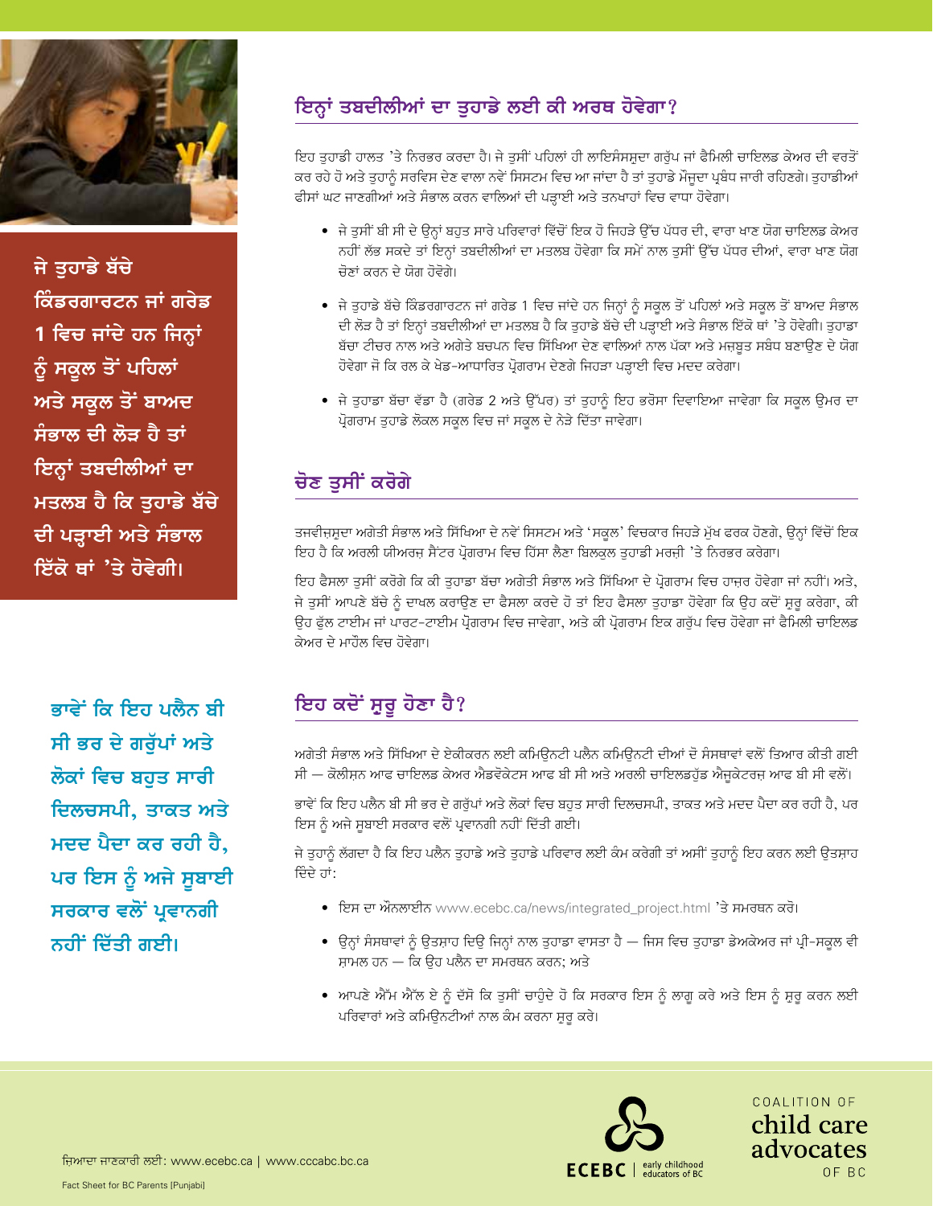ਜੇ ਤੁਹਾਡੇ ਬੱਚੇ ਕਿੰਡਰਗਾਰਟਨ ਜਾਂ ਗਰੇਡ 1 ਵਿਚ ਜਾਂਦੇ ਹਨ ਜਿਨ੍ਹਾਂ ਨੂੰ ਸਕੂਲ ਤੋਂ ਪਹਿਲਾਂ ਅਤੇ ਸਕੂਲ ਤੋਂ ਬਾਅਦ ਸੰਭਾਲ ਦੀ ਲੋੜ ਹੈ ਤਾਂ ਇਨ੍ਹਾਂ ਤਬਦੀਲੀਆਂ ਦਾ ਮਤਲਬ ਹੈ ਕਿ ਤੁਹਾਡੇ ਬੱਚੇ ਦੀ ਪੜ੍ਹਾਈ ਅਤੇ ਸੰਭਾਲ ਇੱਕੋ ਥਾਂ 'ਤੇ ਹੋਵੇਗੀ।

ਭਾਵੇਂ ਕਿ ਇਹ ਪਲੈਨ ਬੀ ਸੀ ਭਰ ਦੇ ਗਰੁੱਪਾਂ ਅਤੇ ਲੋਕਾਂ ਵਿਚ ਬਹੁਤ ਸਾਰੀ ਦਿਲਚਸਪੀ, ਤਾਕਤ ਅਤੇ ਮਦਦ ਪੈਦਾ ਕਰ ਰਹੀ ਹੈ, ਪਰ ਇਸ ਨੂੰ ਅਜੇ ਸੂਬਾਈ ਸਰਕਾਰ ਵਲੋਂ ਪ੍ਰਵਾਨਗੀ ਨਹੀਂ ਦਿੱਤੀ ਗਈ।

## ਇਨ੍ਹਾਂ ਤਬਦੀਲੀਆਂ ਦਾ ਤੁਹਾਡੇ ਲਈ ਕੀ ਅਰਥ ਹੋਵੇਗਾ?

ਇਹ ਤੁਹਾਡੀ ਹਾਲਤ 'ਤੇ ਨਿਰਭਰ ਕਰਦਾ ਹੈ। ਜੇ ਤੁਸੀਂ ਪਹਿਲਾਂ ਹੀ ਲਾਇਸੰਸਸ਼ੁਦਾ ਗਰੁੱਪ ਜਾਂ ਫੈਮਿਲੀ ਚਾਇਲਡ ਕੇਅਰ ਦੀ ਵਰਤੋਂ ਕਰ ਰਹੇ ਹੋ ਅਤੇ ਤੁਹਾਨੂੰ ਸਰਵਿਸ ਦੇਣ ਵਾਲਾ ਨਵੇਂ ਸਿਸਟਮ ਵਿਚ ਆ ਜਾਂਦਾ ਹੈ ਤਾਂ ਤੁਹਾਡੇ ਮੌਜੂਦਾ ਪ੍ਰਬੰਧ ਜਾਰੀ ਰਹਿਣਗੇ। ਤੁਹਾਡੀਆਂ ਫੀਸਾਂ ਘਟ ਜਾਣਗੀਆਂ ਅਤੇ ਸੰਭਾਲ ਕਰਨ ਵਾਲਿਆਂ ਦੀ ਪੜ੍ਹਾਈ ਅਤੇ ਤਨਖਾਹਾਂ ਵਿਚ ਵਾਧਾ ਹੋਵੇਗਾ।

- ਜੇ ਤੁਸੀਂ ਬੀ ਸੀ ਦੇ ਉਨ੍ਹਾਂ ਬਹੁਤ ਸਾਰੇ ਪਰਿਵਾਰਾਂ ਵਿੱਚੋਂ ਇਕ ਹੋ ਜਿਹੜੇ ਉੱਚ ਪੱਧਰ ਦੀ, ਵਾਰਾ ਖਾਣ ਯੋਗ ਚਾਇਲਡ ਕੇਅਰ ਨਹੀਂ ਲੱਭ ਸਕਦੇ ਤਾਂ ਇਨ੍ਹਾਂ ਤਬਦੀਲੀਆਂ ਦਾ ਮਤਲਬ ਹੋਵੇਗਾ ਕਿ ਸਮੇਂ ਨਾਲ ਤੁਸੀਂ ਉੱਚ ਪੱਧਰ ਦੀਆਂ, ਵਾਰਾ ਖਾਣ ਯੋਗ ਚੋਣਾਂ ਕਰਨ ਦੇ ਯੋਗ ਹੋਵੋਗੇ।
- ਜੇ ਤੁਹਾਡੇ ਬੱਚੇ ਕਿੰਡਰਗਾਰਟਨ ਜਾਂ ਗਰੇਡ 1 ਵਿਚ ਜਾਂਦੇ ਹਨ ਜਿਨ੍ਹਾਂ ਨੂੰ ਸਕੂਲ ਤੋਂ ਪਹਿਲਾਂ ਅਤੇ ਸਕੂਲ ਤੋਂ ਬਾਅਦ ਸੰਭਾਲ ਦੀ ਲੋੜ ਹੈ ਤਾਂ ਇਨ੍ਹਾਂ ਤਬਦੀਲੀਆਂ ਦਾ ਮਤਲਬ ਹੈ ਕਿ ਤੁਹਾਡੇ ਬੱਚੇ ਦੀ ਪੜ੍ਹਾਈ ਅਤੇ ਸੰਭਾਲ ਇੱਕੋ ਥਾਂ 'ਤੇ ਹੋਵੇਗੀ। ਤੁਹਾਡਾ ਬੱਚਾ ਟੀਚਰ ਨਾਲ ਅਤੇ ਅਗੇਤੇ ਬਚਪਨ ਵਿਚ ਸਿੱਖਿਆ ਦੇਣ ਵਾਲਿਆਂ ਨਾਲ ਪੱਕਾ ਅਤੇ ਮਜ਼ਬੂਤ ਸਬੰਧ ਬਣਾਉਣ ਦੇ ਯੋਗ ਹੋਵੇਗਾ ਜੋ ਕਿ ਰਲ ਕੇ ਖੇਡ-ਆਧਾਰਿਤ ਪ੍ਰੋਗਰਾਮ ਦੇਣਗੇ ਜਿਹੜਾ ਪੜ੍ਹਾਈ ਵਿਚ ਮਦਦ ਕਰੇਗਾ।
- ਜੇ ਤੁਹਾਡਾ ਬੱਚਾ ਵੱਡਾ ਹੈ (ਗਰੇਡ 2 ਅਤੇ ਉੱਪਰ) ਤਾਂ ਤੁਹਾਨੂੰ ਇਹ ਭਰੋਸਾ ਦਿਵਾਇਆ ਜਾਵੇਗਾ ਕਿ ਸਕੂਲ ਉਮਰ ਦਾ ਪ੍ਰੋਗਰਾਮ ਤੁਹਾਡੇ ਲੋਕਲ ਸਕੂਲ ਵਿਚ ਜਾਂ ਸਕੂਲ ਦੇ ਨੇੜੇ ਦਿੱਤਾ ਜਾਵੇਗਾ।

## ਚੋਣ ਤੁਸੀਂ ਕਰੋਗੇ

ਤਜਵੀਜ਼ਸ਼ੁਦਾ ਅਗੇਤੀ ਸੰਭਾਲ ਅਤੇ ਸਿੱਖਿਆ ਦੇ ਨਵੇਂ ਸਿਸਟਮ ਅਤੇ 'ਸਕੂਲ' ਵਿਚਕਾਰ ਜਿਹੜੇ ਮੁੱਖ ਫਰਕ ਹੋਣਗੇ, ਉਨ੍ਹਾਂ ਵਿੱਚੋਂ ਇਕ ਇਹ ਹੈ ਕਿ ਅਰਲੀ ਯੀਅਰਜ਼ ਸੈਂਟਰ ਪ੍ਰੋਗਰਾਮ ਵਿਚ ਹਿੱਸਾ ਲੈਣਾ ਬਿਲਕੁਲ ਤੁਹਾਡੀ ਮਰਜ਼ੀ 'ਤੇ ਨਿਰਭਰ ਕਰੇਗਾ।

ਇਹ ਫੈਸਲਾ ਤੁਸੀਂ ਕਰੋਗੇ ਕਿ ਕੀ ਤੁਹਾਡਾ ਬੱਚਾ ਅਗੇਤੀ ਸੰਭਾਲ ਅਤੇ ਸਿੱਖਿਆ ਦੇ ਪ੍ਰੋਗਰਾਮ ਵਿਚ ਹਾਜ਼ਰ ਹੋਵੇਗਾ ਜਾਂ ਨਹੀਂ। ਅਤੇ, ਜੇ ਤੁਸੀਂ ਆਪਣੇ ਬੱਚੇ ਨੂੰ ਦਾਖਲ ਕਰਾਉਣ ਦਾ ਫੈਸਲਾ ਕਰਦੇ ਹੋ ਤਾਂ ਇਹ ਫੈਸਲਾ ਤੁਹਾਡਾ ਹੋਵੇਗਾ ਕਿ ਉਹ ਕਦੋਂ ਸ਼ੁਰੂ ਕਰੇਗਾ, ਕੀ ਉਹ ਫੁੱਲ ਟਾਈਮ ਜਾਂ ਪਾਰਟ-ਟਾਈਮ ਪ੍ਰੋਗਰਾਮ ਵਿਚ ਜਾਵੇਗਾ, ਅਤੇ ਕੀ ਪ੍ਰੋਗਰਾਮ ਇਕ ਗਰੁੱਪ ਵਿਚ ਹੋਵੇਗਾ ਜਾਂ ਫੈਮਿਲੀ ਚਾਇਲਡ ਕੇਅਰ ਦੇ ਮਾਹੌਲ ਵਿਚ ਹੋਵੇਗਾ।

## ਇਹ ਕਦੋਂ ਸ਼ੁਰੂ ਹੋਣਾ ਹੈ?

ਅਗੇਤੀ ਸੰਭਾਲ ਅਤੇ ਸਿੱਖਿਆ ਦੇ ਏਕੀਕਰਨ ਲਈ ਕਮਿਊਨਟੀ ਪਲੈਨ ਕਮਿਊਨਟੀ ਦੀਆਂ ਦੋ ਸੰਸਥਾਵਾਂ ਵਲੋਂ ਤਿਆਰ ਕੀਤੀ ਗਈ ਸੀ – ਕੋਲੀਸ਼ਨ ਆਫ ਚਾਇਲਡ ਕੇਅਰ ਐਡਵੋਕੇਟਸ ਆਫ ਬੀ ਸੀ ਅਤੇ ਅਰਲੀ ਚਾਇਲਡਹੁੱਡ ਐਜੂਕੇਟਰਜ਼ ਆਫ ਬੀ ਸੀ ਵਲੋਂ।

ਭਾਵੇਂ ਕਿ ਇਹ ਪਲੈਨ ਬੀ ਸੀ ਭਰ ਦੇ ਗਰੁੱਪਾਂ ਅਤੇ ਲੋਕਾਂ ਵਿਚ ਬਹੁਤ ਸਾਰੀ ਦਿਲਚਸਪੀ, ਤਾਕਤ ਅਤੇ ਮਦਦ ਪੈਦਾ ਕਰ ਰਹੀ ਹੈ, ਪਰ ਇਸ ਨੂੰ ਅਜੇ ਸੂਬਾਈ ਸਰਕਾਰ ਵਲੋਂ ਪ੍ਰਵਾਨਗੀ ਨਹੀਂ ਦਿੱਤੀ ਗਈ।

ਜੇ ਤੁਹਾਨੂੰ ਲੱਗਦਾ ਹੈ ਕਿ ਇਹ ਪਲੈਨ ਤੁਹਾਡੇ ਅਤੇ ਤੁਹਾਡੇ ਪਰਿਵਾਰ ਲਈ ਕੰਮ ਕਰੇਗੀ ਤਾਂ ਅਸੀਂ ਤੁਹਾਨੂੰ ਇਹ ਕਰਨ ਲਈ ਉਤਸ਼ਾਹ ਦਿੰਦੇ ਹਾਂ:

- ਇਸ ਦਾ ਔਨਲਾਈਨ www.ecebc.ca/news/integrated_project.html 'ਤੇ ਸਮਰਥਨ ਕਰੋ।
- ਉਨ੍ਹਾਂ ਸੰਸਥਾਵਾਂ ਨੂੰ ਉਤਸ਼ਾਹ ਦਿਉ ਜਿਨ੍ਹਾਂ ਨਾਲ ਤੁਹਾਡਾ ਵਾਸਤਾ ਹੈ – ਜਿਸ ਵਿਚ ਤੁਹਾਡਾ ਡੇਅਕੇਅਰ ਜਾਂ ਪ੍ਰੀ-ਸਕੂਲ ਵੀ ਸ਼ਾਮਲ ਹਨ – ਕਿ ਉਹ ਪਲੈਨ ਦਾ ਸਮਰਥਨ ਕਰਨ; ਅਤੇ
- ਆਪਣੇ ਐੱਮ ਐੱਲ ਏ ਨੂੰ ਦੱਸੋ ਕਿ ਤੁਸੀਂ ਚਾਹੁੰਦੇ ਹੋ ਕਿ ਸਰਕਾਰ ਇਸ ਨੂੰ ਲਾਗੂ ਕਰੇ ਅਤੇ ਇਸ ਨੂੰ ਸ਼ੁਰੂ ਕਰਨ ਲਈ ਪਰਿਵਾਰਾਂ ਅਤੇ ਕਮਿਊਨਟੀਆਂ ਨਾਲ ਕੰਮ ਕਰਨਾ ਸ਼ੁਰੂ ਕਰੇ।

ਜ਼ਿਆਦਾ ਜਾਣਕਾਰੀ ਲਈ: www.ecebc.ca | www.cccabc.bc.ca

ECEBC | early childhood educators of BC

COALITION OF child care advocates OF BC

Fact Sheet for BC Parents [Punjabi]